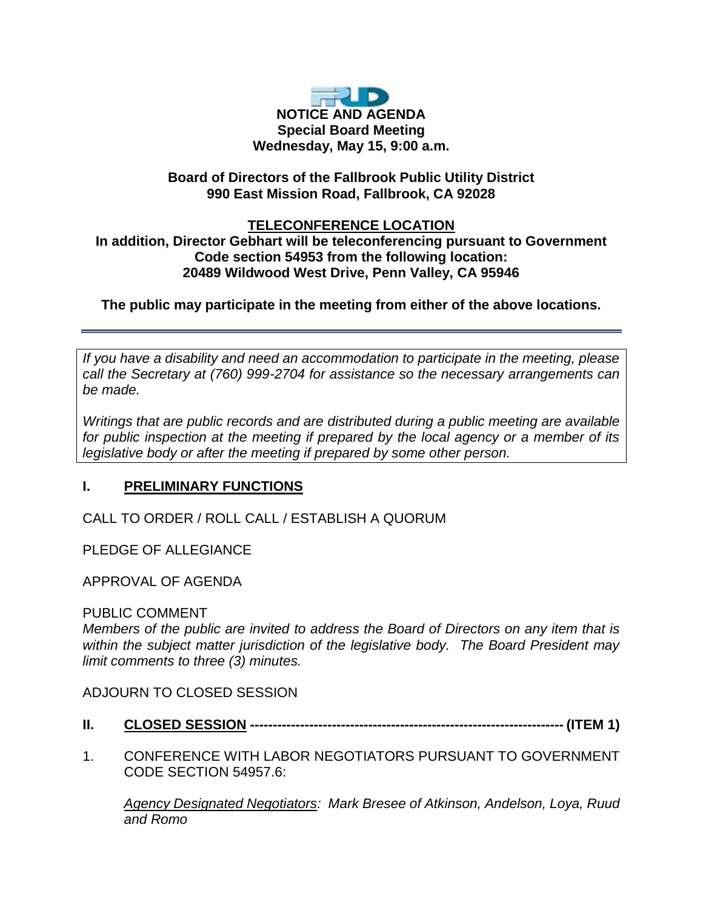**NOTICE AND AGENDA**
**Special Board Meeting**
**Wednesday, May 15, 9:00 a.m.**

**Board of Directors of the Fallbrook Public Utility District**
**990 East Mission Road, Fallbrook, CA 92028**

**TELECONFERENCE LOCATION**
**In addition, Director Gebhart will be teleconferencing pursuant to Government Code section 54953 from the following location:**
**20489 Wildwood West Drive, Penn Valley, CA 95946**

**The public may participate in the meeting from either of the above locations.**

---

*If you have a disability and need an accommodation to participate in the meeting, please call the Secretary at (760) 999-2704 for assistance so the necessary arrangements can be made.*

*Writings that are public records and are distributed during a public meeting are available for public inspection at the meeting if prepared by the local agency or a member of its legislative body or after the meeting if prepared by some other person.*

## I. PRELIMINARY FUNCTIONS

CALL TO ORDER / ROLL CALL / ESTABLISH A QUORUM

PLEDGE OF ALLEGIANCE

APPROVAL OF AGENDA

PUBLIC COMMENT
*Members of the public are invited to address the Board of Directors on any item that is within the subject matter jurisdiction of the legislative body. The Board President may limit comments to three (3) minutes.*

ADJOURN TO CLOSED SESSION

## II. CLOSED SESSION ------------------------------------------------------------------- (ITEM 1)

1. CONFERENCE WITH LABOR NEGOTIATORS PURSUANT TO GOVERNMENT CODE SECTION 54957.6:

   *Agency Designated Negotiators: Mark Bresee of Atkinson, Andelson, Loya, Ruud and Romo*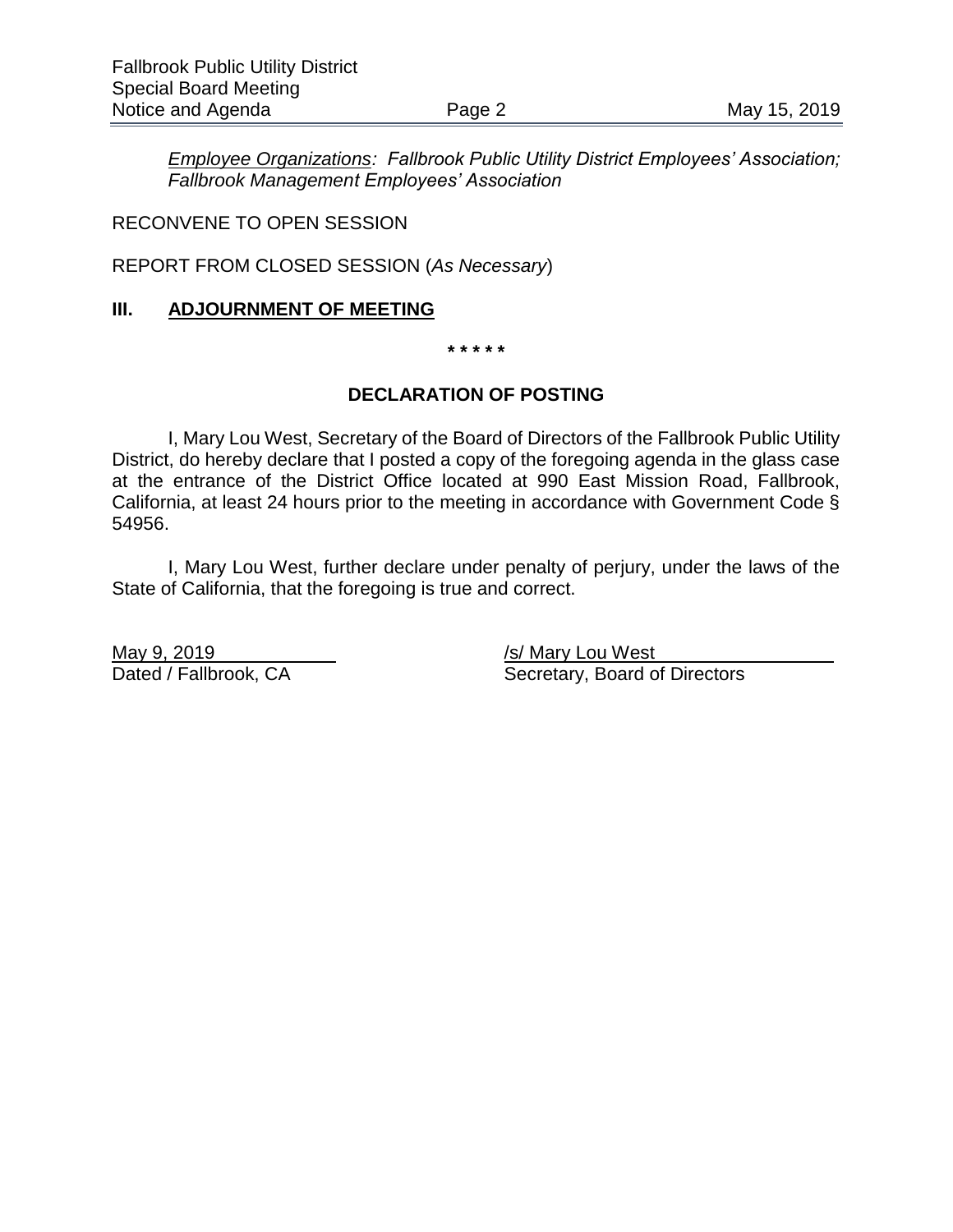*Employee Organizations: Fallbrook Public Utility District Employees' Association; Fallbrook Management Employees' Association*

RECONVENE TO OPEN SESSION

REPORT FROM CLOSED SESSION (*As Necessary*)

## III. ADJOURNMENT OF MEETING

\* \* \* \* \*

### DECLARATION OF POSTING

I, Mary Lou West, Secretary of the Board of Directors of the Fallbrook Public Utility District, do hereby declare that I posted a copy of the foregoing agenda in the glass case at the entrance of the District Office located at 990 East Mission Road, Fallbrook, California, at least 24 hours prior to the meeting in accordance with Government Code § 54956.

I, Mary Lou West, further declare under penalty of perjury, under the laws of the State of California, that the foregoing is true and correct.

May 9, 2019
Dated / Fallbrook, CA

/s/ Mary Lou West
Secretary, Board of Directors